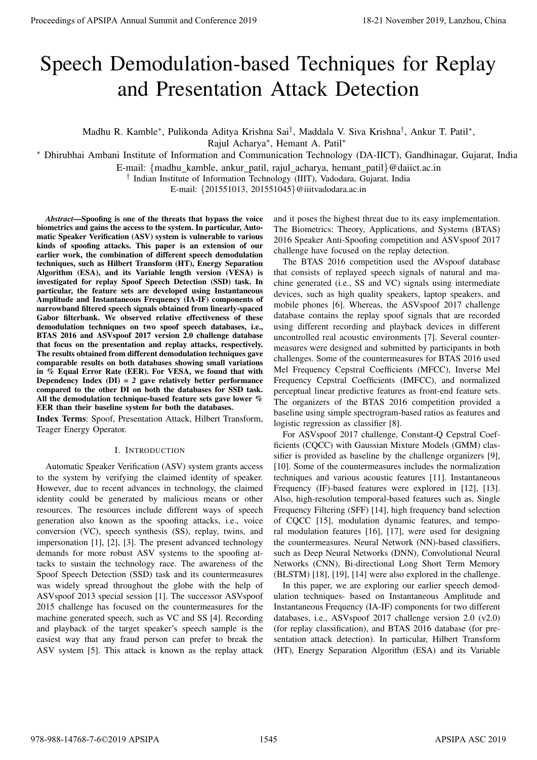# Speech Demodulation-based Techniques for Replay and Presentation Attack Detection

Madhu R. Kamble*, Pulikonda Aditya Krishna Sai†, Maddala V. Siva Krishna†, Ankur T. Patil*, Rajul Acharya*, Hemant A. Patil*

* Dhirubhai Ambani Institute of Information and Communication Technology (DA-IICT), Gandhinagar, Gujarat, India
E-mail: {madhu_kamble, ankur_patil, rajul_acharya, hemant_patil}@daiict.ac.in

† Indian Institute of Information Technology (IIIT), Vadodara, Gujarat, India
E-mail: {201551013, 201551045}@iiitvadodara.ac.in

***Abstract*—Spoofing is one of the threats that bypass the voice biometrics and gains the access to the system. In particular, Automatic Speaker Verification (ASV) system is vulnerable to various kinds of spoofing attacks. This paper is an extension of our earlier work, the combination of different speech demodulation techniques, such as Hilbert Transform (HT), Energy Separation Algorithm (ESA), and its Variable length version (VESA) is investigated for replay Spoof Speech Detection (SSD) task. In particular, the feature sets are developed using Instantaneous Amplitude and Instantaneous Frequency (IA-IF) components of narrowband filtered speech signals obtained from linearly-spaced Gabor filterbank. We observed relative effectiveness of these demodulation techniques on two spoof speech databases, i.e., BTAS 2016 and ASVspoof 2017 version 2.0 challenge database that focus on the presentation and replay attacks, respectively. The results obtained from different demodulation techniques gave comparable results on both databases showing small variations in % Equal Error Rate (EER). For VESA, we found that with Dependency Index (DI) = *2* gave relatively better performance compared to the other DI on both the databases for SSD task. All the demodulation technique-based feature sets gave lower % EER than their baseline system for both the databases.**

**Index Terms**: Spoof, Presentation Attack, Hilbert Transform, Teager Energy Operator.

## I. Introduction

Automatic Speaker Verification (ASV) system grants access to the system by verifying the claimed identity of speaker. However, due to recent advances in technology, the claimed identity could be generated by malicious means or other resources. The resources include different ways of speech generation also known as the spoofing attacks, i.e., voice conversion (VC), speech synthesis (SS), replay, twins, and impersonation [1], [2], [3]. The present advanced technology demands for more robust ASV systems to the spoofing attacks to sustain the technology race. The awareness of the Spoof Speech Detection (SSD) task and its countermeasures was widely spread throughout the globe with the help of ASVspoof 2013 special session [1]. The successor ASVspoof 2015 challenge has focused on the countermeasures for the machine generated speech, such as VC and SS [4]. Recording and playback of the target speaker's speech sample is the easiest way that any fraud person can prefer to break the ASV system [5]. This attack is known as the replay attack and it poses the highest threat due to its easy implementation. The Biometrics: Theory, Applications, and Systems (BTAS) 2016 Speaker Anti-Spoofing competition and ASVspoof 2017 challenge have focused on the replay detection.

The BTAS 2016 competition used the AVspoof database that consists of replayed speech signals of natural and machine generated (i.e., SS and VC) signals using intermediate devices, such as high quality speakers, laptop speakers, and mobile phones [6]. Whereas, the ASVspoof 2017 challenge database contains the replay spoof signals that are recorded using different recording and playback devices in different uncontrolled real acoustic environments [7]. Several countermeasures were designed and submitted by participants in both challenges. Some of the countermeasures for BTAS 2016 used Mel Frequency Cepstral Coefficients (MFCC), Inverse Mel Frequency Cepstral Coefficients (IMFCC), and normalized perceptual linear predictive features as front-end feature sets. The organizers of the BTAS 2016 competition provided a baseline using simple spectrogram-based ratios as features and logistic regression as classifier [8].

For ASVspoof 2017 challenge, Constant-Q Cepstral Coefficients (CQCC) with Gaussian Mixture Models (GMM) classifier is provided as baseline by the challenge organizers [9], [10]. Some of the countermeasures includes the normalization techniques and various acoustic features [11]. Instantaneous Frequency (IF)-based features were explored in [12], [13]. Also, high-resolution temporal-based features such as, Single Frequency Filtering (SFF) [14], high frequency band selection of CQCC [15], modulation dynamic features, and temporal modulation features [16], [17], were used for designing the countermeasures. Neural Network (NN)-based classifiers, such as Deep Neural Networks (DNN), Convolutional Neural Networks (CNN), Bi-directional Long Short Term Memory (BLSTM) [18], [19], [14] were also explored in the challenge.

In this paper, we are exploring our earlier speech demodulation techniques- based on Instantaneous Amplitude and Instantaneous Frequency (IA-IF) components for two different databases, i.e., ASVspoof 2017 challenge version 2.0 (v2.0) (for replay classification), and BTAS 2016 database (for presentation attack detection). In particular, Hilbert Transform (HT), Energy Separation Algorithm (ESA) and its Variable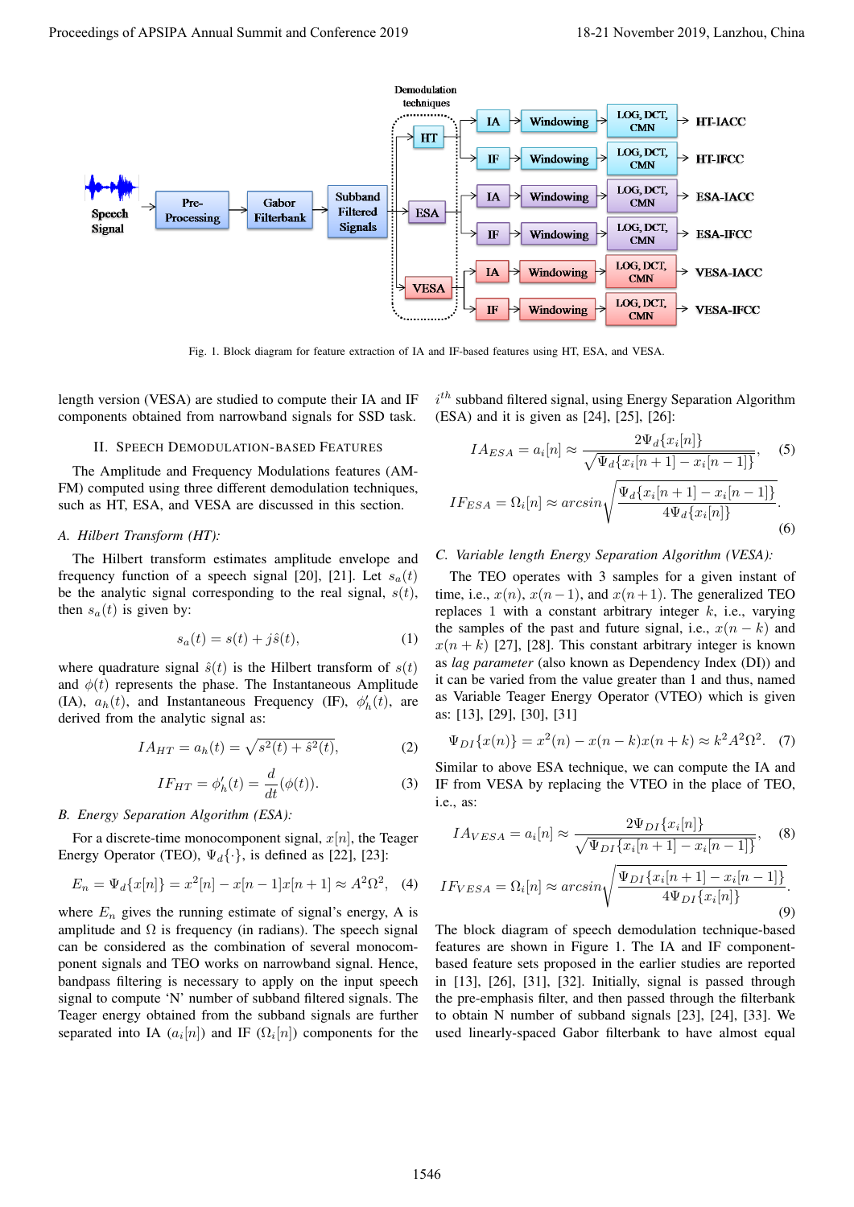Fig. 1. Block diagram for feature extraction of IA and IF-based features using HT, ESA, and VESA.

length version (VESA) are studied to compute their IA and IF components obtained from narrowband signals for SSD task.

## II. Speech Demodulation-based Features

The Amplitude and Frequency Modulations features (AM-FM) computed using three different demodulation techniques, such as HT, ESA, and VESA are discussed in this section.

### A. Hilbert Transform (HT):

The Hilbert transform estimates amplitude envelope and frequency function of a speech signal [20], [21]. Let $s_a(t)$ be the analytic signal corresponding to the real signal, $s(t)$, then $s_a(t)$ is given by:

$$s_a(t) = s(t) + j\hat{s}(t), \tag{1}$$

where quadrature signal $\hat{s}(t)$ is the Hilbert transform of $s(t)$ and $\phi(t)$ represents the phase. The Instantaneous Amplitude (IA), $a_h(t)$, and Instantaneous Frequency (IF), $\phi'_h(t)$, are derived from the analytic signal as:

$$IA_{HT} = a_h(t) = \sqrt{s^2(t) + \hat{s}^2(t)}, \tag{2}$$

$$IF_{HT} = \phi'_h(t) = \frac{d}{dt}(\phi(t)). \tag{3}$$

### B. Energy Separation Algorithm (ESA):

For a discrete-time monocomponent signal, $x[n]$, the Teager Energy Operator (TEO), $\Psi_d\{\cdot\}$, is defined as [22], [23]:

$$E_n = \Psi_d\{x[n]\} = x^2[n] - x[n-1]x[n+1] \approx A^2\Omega^2, \tag{4}$$

where $E_n$ gives the running estimate of signal's energy, A is amplitude and $\Omega$ is frequency (in radians). The speech signal can be considered as the combination of several monocomponent signals and TEO works on narrowband signal. Hence, bandpass filtering is necessary to apply on the input speech signal to compute 'N' number of subband filtered signals. The Teager energy obtained from the subband signals are further separated into IA ($a_i[n]$) and IF ($\Omega_i[n]$) components for the $i^{th}$ subband filtered signal, using Energy Separation Algorithm (ESA) and it is given as [24], [25], [26]:

$$IA_{ESA} = a_i[n] \approx \frac{2\Psi_d\{x_i[n]\}}{\sqrt{\Psi_d\{x_i[n+1] - x_i[n-1]\}}}, \tag{5}$$

$$IF_{ESA} = \Omega_i[n] \approx arcsin\sqrt{\frac{\Psi_d\{x_i[n+1] - x_i[n-1]\}}{4\Psi_d\{x_i[n]\}}}. \tag{6}$$

### C. Variable length Energy Separation Algorithm (VESA):

The TEO operates with 3 samples for a given instant of time, i.e., $x(n)$, $x(n-1)$, and $x(n+1)$. The generalized TEO replaces 1 with a constant arbitrary integer $k$, i.e., varying the samples of the past and future signal, i.e., $x(n-k)$ and $x(n+k)$ [27], [28]. This constant arbitrary integer is known as *lag parameter* (also known as Dependency Index (DI)) and it can be varied from the value greater than 1 and thus, named as Variable Teager Energy Operator (VTEO) which is given as: [13], [29], [30], [31]

$$\Psi_{DI}\{x(n)\} = x^2(n) - x(n-k)x(n+k) \approx k^2A^2\Omega^2. \tag{7}$$

Similar to above ESA technique, we can compute the IA and IF from VESA by replacing the VTEO in the place of TEO, i.e., as:

$$IA_{VESA} = a_i[n] \approx \frac{2\Psi_{DI}\{x_i[n]\}}{\sqrt{\Psi_{DI}\{x_i[n+1] - x_i[n-1]\}}}, \tag{8}$$

$$IF_{VESA} = \Omega_i[n] \approx arcsin\sqrt{\frac{\Psi_{DI}\{x_i[n+1] - x_i[n-1]\}}{4\Psi_{DI}\{x_i[n]\}}}. \tag{9}$$

The block diagram of speech demodulation technique-based features are shown in Figure 1. The IA and IF component-based feature sets proposed in the earlier studies are reported in [13], [26], [31], [32]. Initially, signal is passed through the pre-emphasis filter, and then passed through the filterbank to obtain N number of subband signals [23], [24], [33]. We used linearly-spaced Gabor filterbank to have almost equal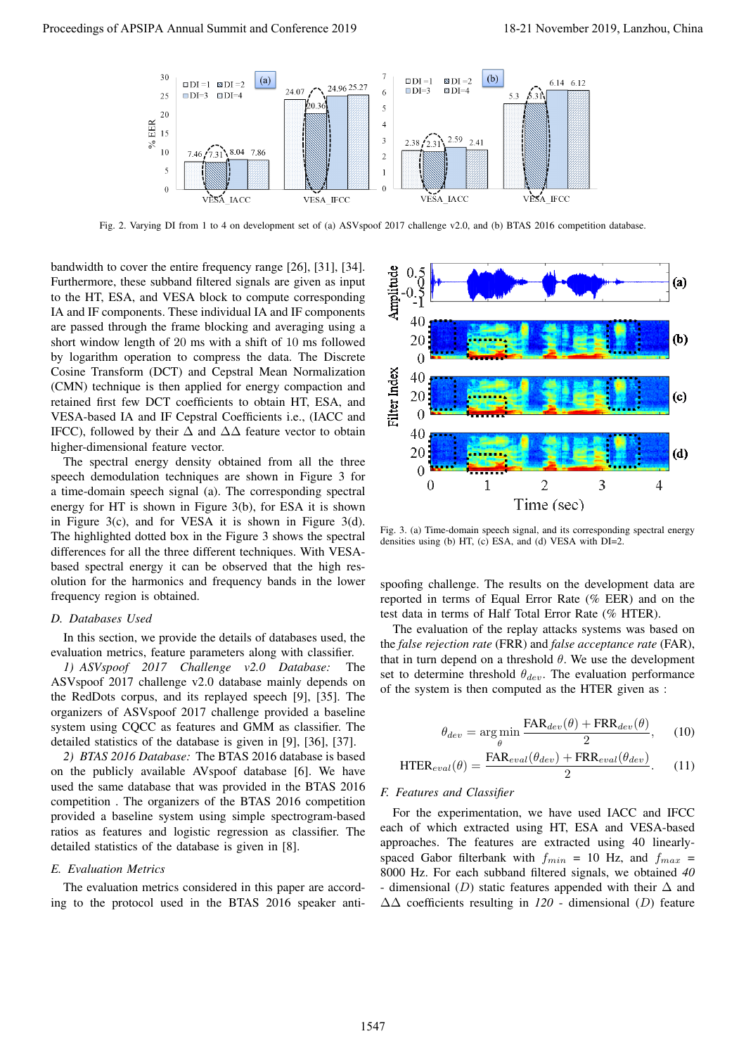Fig. 2. Varying DI from 1 to 4 on development set of (a) ASVspoof 2017 challenge v2.0, and (b) BTAS 2016 competition database.

bandwidth to cover the entire frequency range [26], [31], [34]. Furthermore, these subband filtered signals are given as input to the HT, ESA, and VESA block to compute corresponding IA and IF components. These individual IA and IF components are passed through the frame blocking and averaging using a short window length of 20 ms with a shift of 10 ms followed by logarithm operation to compress the data. The Discrete Cosine Transform (DCT) and Cepstral Mean Normalization (CMN) technique is then applied for energy compaction and retained first few DCT coefficients to obtain HT, ESA, and VESA-based IA and IF Cepstral Coefficients i.e., (IACC and IFCC), followed by their $\Delta$ and $\Delta\Delta$ feature vector to obtain higher-dimensional feature vector.

The spectral energy density obtained from all the three speech demodulation techniques are shown in Figure 3 for a time-domain speech signal (a). The corresponding spectral energy for HT is shown in Figure 3(b), for ESA it is shown in Figure 3(c), and for VESA it is shown in Figure 3(d). The highlighted dotted box in the Figure 3 shows the spectral differences for all the three different techniques. With VESA-based spectral energy it can be observed that the high resolution for the harmonics and frequency bands in the lower frequency region is obtained.

Fig. 3. (a) Time-domain speech signal, and its corresponding spectral energy densities using (b) HT, (c) ESA, and (d) VESA with DI=2.

### D. Databases Used

In this section, we provide the details of databases used, the evaluation metrics, feature parameters along with classifier.

*1) ASVspoof 2017 Challenge v2.0 Database:* The ASVspoof 2017 challenge v2.0 database mainly depends on the RedDots corpus, and its replayed speech [9], [35]. The organizers of ASVspoof 2017 challenge provided a baseline system using CQCC as features and GMM as classifier. The detailed statistics of the database is given in [9], [36], [37].

*2) BTAS 2016 Database:* The BTAS 2016 database is based on the publicly available AVspoof database [6]. We have used the same database that was provided in the BTAS 2016 competition . The organizers of the BTAS 2016 competition provided a baseline system using simple spectrogram-based ratios as features and logistic regression as classifier. The detailed statistics of the database is given in [8].

### E. Evaluation Metrics

The evaluation metrics considered in this paper are according to the protocol used in the BTAS 2016 speaker anti-spoofing challenge. The results on the development data are reported in terms of Equal Error Rate (% EER) and on the test data in terms of Half Total Error Rate (% HTER).

The evaluation of the replay attacks systems was based on the *false rejection rate* (FRR) and *false acceptance rate* (FAR), that in turn depend on a threshold $\theta$. We use the development set to determine threshold $\theta_{dev}$. The evaluation performance of the system is then computed as the HTER given as :

$$\theta_{dev} = \arg\min_{\theta} \frac{\text{FAR}_{dev}(\theta) + \text{FRR}_{dev}(\theta)}{2}, \quad (10)$$

$$\text{HTER}_{eval}(\theta) = \frac{\text{FAR}_{eval}(\theta_{dev}) + \text{FRR}_{eval}(\theta_{dev})}{2}. \quad (11)$$

### F. Features and Classifier

For the experimentation, we have used IACC and IFCC each of which extracted using HT, ESA and VESA-based approaches. The features are extracted using 40 linearly-spaced Gabor filterbank with $f_{min}$ = 10 Hz, and $f_{max}$ = 8000 Hz. For each subband filtered signals, we obtained *40* - dimensional ($D$) static features appended with their $\Delta$ and $\Delta\Delta$ coefficients resulting in *120* - dimensional ($D$) feature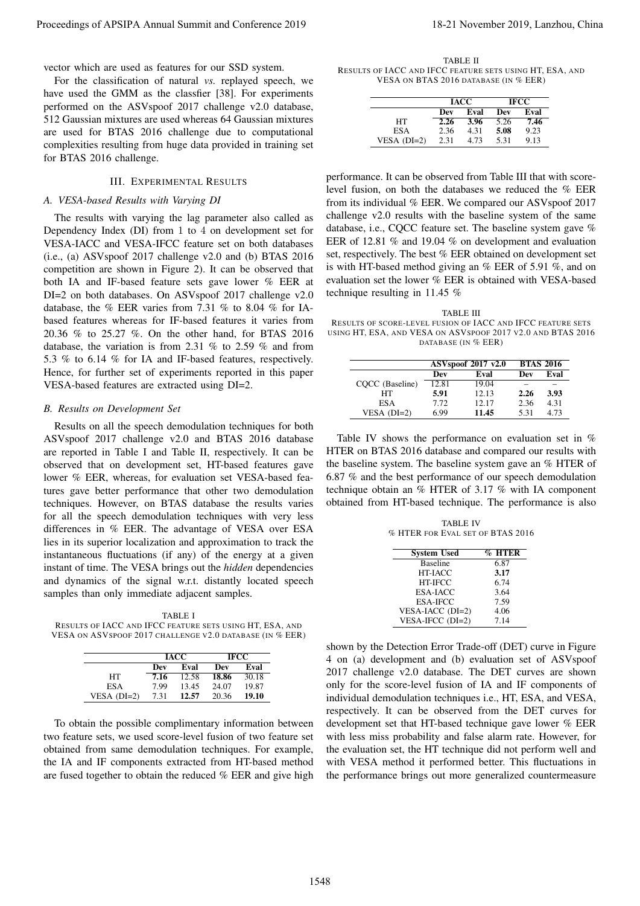vector which are used as features for our SSD system.

For the classification of natural *vs.* replayed speech, we have used the GMM as the classfier [38]. For experiments performed on the ASVspoof 2017 challenge v2.0 database, 512 Gaussian mixtures are used whereas 64 Gaussian mixtures are used for BTAS 2016 challenge due to computational complexities resulting from huge data provided in training set for BTAS 2016 challenge.

## III. Experimental Results

### A. VESA-based Results with Varying DI

The results with varying the lag parameter also called as Dependency Index (DI) from 1 to 4 on development set for VESA-IACC and VESA-IFCC feature set on both databases (i.e., (a) ASVspoof 2017 challenge v2.0 and (b) BTAS 2016 competition are shown in Figure 2). It can be observed that both IA and IF-based feature sets gave lower % EER at DI=2 on both databases. On ASVspoof 2017 challenge v2.0 database, the % EER varies from 7.31 % to 8.04 % for IA-based features whereas for IF-based features it varies from 20.36 % to 25.27 %. On the other hand, for BTAS 2016 database, the variation is from 2.31 % to 2.59 % and from 5.3 % to 6.14 % for IA and IF-based features, respectively. Hence, for further set of experiments reported in this paper VESA-based features are extracted using DI=2.

### B. Results on Development Set

Results on all the speech demodulation techniques for both ASVspoof 2017 challenge v2.0 and BTAS 2016 database are reported in Table I and Table II, respectively. It can be observed that on development set, HT-based features gave lower % EER, whereas, for evaluation set VESA-based features gave better performance that other two demodulation techniques. However, on BTAS database the results varies for all the speech demodulation techniques with very less differences in % EER. The advantage of VESA over ESA lies in its superior localization and approximation to track the instantaneous fluctuations (if any) of the energy at a given instant of time. The VESA brings out the *hidden* dependencies and dynamics of the signal w.r.t. distantly located speech samples than only immediate adjacent samples.

TABLE I
Results of IACC and IFCC feature sets using HT, ESA, and VESA on ASVspoof 2017 challenge v2.0 database (in % EER)

| | IACC | | IFCC | |
|---|---|---|---|---|
| | Dev | Eval | Dev | Eval |
| HT | **7.16** | 12.58 | **18.86** | 30.18 |
| ESA | 7.99 | 13.45 | 24.07 | 19.87 |
| VESA (DI=2) | 7.31 | **12.57** | 20.36 | **19.10** |

To obtain the possible complimentary information between two feature sets, we used score-level fusion of two feature set obtained from same demodulation techniques. For example, the IA and IF components extracted from HT-based method are fused together to obtain the reduced % EER and give high performance. It can be observed from Table III that with score-level fusion, on both the databases we reduced the % EER from its individual % EER. We compared our ASVspoof 2017 challenge v2.0 results with the baseline system of the same database, i.e., CQCC feature set. The baseline system gave % EER of 12.81 % and 19.04 % on development and evaluation set, respectively. The best % EER obtained on development set is with HT-based method giving an % EER of 5.91 %, and on evaluation set the lower % EER is obtained with VESA-based technique resulting in 11.45 %

TABLE II
Results of IACC and IFCC feature sets using HT, ESA, and VESA on BTAS 2016 database (in % EER)

| | IACC | | IFCC | |
|---|---|---|---|---|
| | Dev | Eval | Dev | Eval |
| HT | **2.26** | **3.96** | 5.26 | **7.46** |
| ESA | 2.36 | 4.31 | **5.08** | 9.23 |
| VESA (DI=2) | 2.31 | 4.73 | 5.31 | 9.13 |

TABLE III
Results of score-level fusion of IACC and IFCC feature sets using HT, ESA, and VESA on ASVspoof 2017 v2.0 and BTAS 2016 database (in % EER)

| | ASVspoof 2017 v2.0 | | BTAS 2016 | |
|---|---|---|---|---|
| | Dev | Eval | Dev | Eval |
| CQCC (Baseline) | 12.81 | 19.04 | – | – |
| HT | **5.91** | 12.13 | **2.26** | **3.93** |
| ESA | 7.72 | 12.17 | 2.36 | 4.31 |
| VESA (DI=2) | 6.99 | **11.45** | 5.31 | 4.73 |

Table IV shows the performance on evaluation set in % HTER on BTAS 2016 database and compared our results with the baseline system. The baseline system gave an % HTER of 6.87 % and the best performance of our speech demodulation technique obtain an % HTER of 3.17 % with IA component obtained from HT-based technique. The performance is also shown by the Detection Error Trade-off (DET) curve in Figure 4 on (a) development and (b) evaluation set of ASVspoof 2017 challenge v2.0 database. The DET curves are shown only for the score-level fusion of IA and IF components of individual demodulation techniques i.e., HT, ESA, and VESA, respectively. It can be observed from the DET curves for development set that HT-based technique gave lower % EER with less miss probability and false alarm rate. However, for the evaluation set, the HT technique did not perform well and with VESA method it performed better. This fluctuations in the performance brings out more generalized countermeasure

TABLE IV
% HTER for Eval set of BTAS 2016

| System Used | % HTER |
|---|---|
| Baseline | 6.87 |
| HT-IACC | **3.17** |
| HT-IFCC | 6.74 |
| ESA-IACC | 3.64 |
| ESA-IFCC | 7.59 |
| VESA-IACC (DI=2) | 4.06 |
| VESA-IFCC (DI=2) | 7.14 |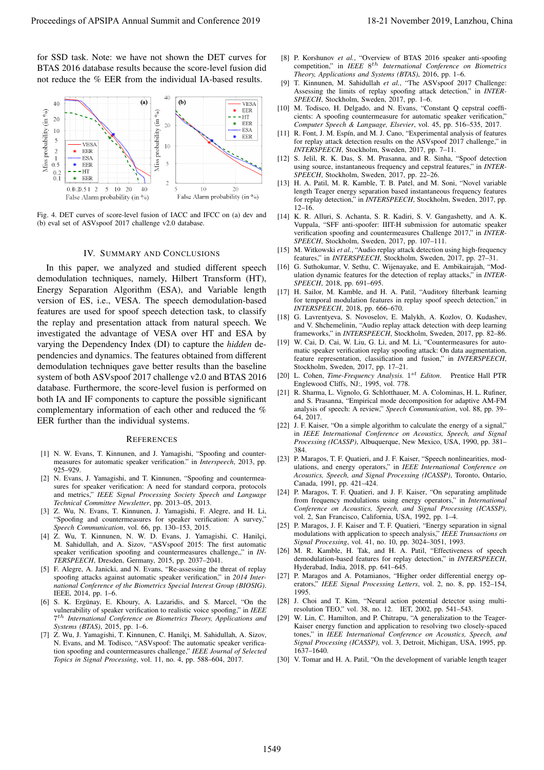for SSD task. Note: we have not shown the DET curves for BTAS 2016 database results because the score-level fusion did not reduce the % EER from the individual IA-based results.

Fig. 4. DET curves of score-level fusion of IACC and IFCC on (a) dev and (b) eval set of ASVspoof 2017 challenge v2.0 database.

## IV. Summary and Conclusions

In this paper, we analyzed and studied different speech demodulation techniques, namely, Hilbert Transform (HT), Energy Separation Algorithm (ESA), and Variable length version of ES, i.e., VESA. The speech demodulation-based features are used for spoof speech detection task, to classify the replay and presentation attack from natural speech. We investigated the advantage of VESA over HT and ESA by varying the Dependency Index (DI) to capture the *hidden* dependencies and dynamics. The features obtained from different demodulation techniques gave better results than the baseline system of both ASVspoof 2017 challenge v2.0 and BTAS 2016 database. Furthermore, the score-level fusion is performed on both IA and IF components to capture the possible significant complementary information of each other and reduced the % EER further than the individual systems.

## References

[1] N. W. Evans, T. Kinnunen, and J. Yamagishi, "Spoofing and countermeasures for automatic speaker verification." in *Interspeech*, 2013, pp. 925–929.

[2] N. Evans, J. Yamagishi, and T. Kinnunen, "Spoofing and countermeasures for speaker verification: A need for standard corpora, protocols and metrics," *IEEE Signal Processing Society Speech and Language Technical Committee Newsletter*, pp. 2013–05, 2013.

[3] Z. Wu, N. Evans, T. Kinnunen, J. Yamagishi, F. Alegre, and H. Li, "Spoofing and countermeasures for speaker verification: A survey," *Speech Communication*, vol. 66, pp. 130–153, 2015.

[4] Z. Wu, T. Kinnunen, N. W. D. Evans, J. Yamagishi, C. Hanilçi, M. Sahidullah, and A. Sizov, "ASVspoof 2015: The first automatic speaker verification spoofing and countermeasures challenge,," in *INTERSPEECH*, Dresden, Germany, 2015, pp. 2037–2041.

[5] F. Alegre, A. Janicki, and N. Evans, "Re-assessing the threat of replay spoofing attacks against automatic speaker verification," in *2014 International Conference of the Biometrics Special Interest Group (BIOSIG)*. IEEE, 2014, pp. 1–6.

[6] S. K. Ergünay, E. Khoury, A. Lazaridis, and S. Marcel, "On the vulnerability of speaker verification to realistic voice spoofing," in *IEEE $7^{th}$ International Conference on Biometrics Theory, Applications and Systems (BTAS)*, 2015, pp. 1–6.

[7] Z. Wu, J. Yamagishi, T. Kinnunen, C. Hanilçi, M. Sahidullah, A. Sizov, N. Evans, and M. Todisco, "ASVspoof: The automatic speaker verification spoofing and countermeasures challenge," *IEEE Journal of Selected Topics in Signal Processing*, vol. 11, no. 4, pp. 588–604, 2017.

[8] P. Korshunov *et al.*, "Overview of BTAS 2016 speaker anti-spoofing competition," in *IEEE $8^{th}$ International Conference on Biometrics Theory, Applications and Systems (BTAS)*, 2016, pp. 1–6.

[9] T. Kinnunen, M. Sahidullah *et al.*, "The ASVspoof 2017 Challenge: Assessing the limits of replay spoofing attack detection," in *INTERSPEECH*, Stockholm, Sweden, 2017, pp. 1–6.

[10] M. Todisco, H. Delgado, and N. Evans, "Constant Q cepstral coefficients: A spoofing countermeasure for automatic speaker verification," *Computer Speech & Language, Elsevier*, vol. 45, pp. 516–535, 2017.

[11] R. Font, J. M. Espín, and M. J. Cano, "Experimental analysis of features for replay attack detection results on the ASVspoof 2017 challenge," in *INTERSPEECH*, Stockholm, Sweden, 2017, pp. 7–11.

[12] S. Jelil, R. K. Das, S. M. Prasanna, and R. Sinha, "Spoof detection using source, instantaneous frequency and cepstral features," in *INTERSPEECH*, Stockholm, Sweden, 2017, pp. 22–26.

[13] H. A. Patil, M. R. Kamble, T. B. Patel, and M. Soni, "Novel variable length Teager energy separation based instantaneous frequency features for replay detection," in *INTERSPEECH*, Stockholm, Sweden, 2017, pp. 12–16.

[14] K. R. Alluri, S. Achanta, S. R. Kadiri, S. V. Gangashetty, and A. K. Vuppala, "SFF anti-spoofer: IIIT-H submission for automatic speaker verification spoofing and countermeasures Challenge 2017," in *INTERSPEECH*, Stockholm, Sweden, 2017, pp. 107–111.

[15] M. Witkowski *et al.*, "Audio replay attack detection using high-frequency features," in *INTERSPEECH*, Stockholm, Sweden, 2017, pp. 27–31.

[16] G. Suthokumar, V. Sethu, C. Wijenayake, and E. Ambikairajah, "Modulation dynamic features for the detection of replay attacks," in *INTERSPEECH*, 2018, pp. 691–695.

[17] H. Sailor, M. Kamble, and H. A. Patil, "Auditory filterbank learning for temporal modulation features in replay spoof speech detection," in *INTERSPEECH*, 2018, pp. 666–670.

[18] G. Lavrentyeva, S. Novoselov, E. Malykh, A. Kozlov, O. Kudashev, and V. Shchemelinin, "Audio replay attack detection with deep learning frameworks," in *INTERSPEECH*, Stockholm, Sweden, 2017, pp. 82–86.

[19] W. Cai, D. Cai, W. Liu, G. Li, and M. Li, "Countermeasures for automatic speaker verification replay spoofing attack: On data augmentation, feature representation, classification and fusion," in *INTERSPEECH*, Stockholm, Sweden, 2017, pp. 17–21.

[20] L. Cohen, *Time-Frequency Analysis. $1^{st}$ Editon*. Prentice Hall PTR Englewood Cliffs, NJ:, 1995, vol. 778.

[21] R. Sharma, L. Vignolo, G. Schlotthauer, M. A. Colominas, H. L. Rufiner, and S. Prasanna, "Empirical mode decomposition for adaptive AM-FM analysis of speech: A review," *Speech Communication*, vol. 88, pp. 39–64, 2017.

[22] J. F. Kaiser, "On a simple algorithm to calculate the energy of a signal," in *IEEE International Conference on Acoustics, Speech, and Signal Processing (ICASSP)*, Albuquerque, New Mexico, USA, 1990, pp. 381–384.

[23] P. Maragos, T. F. Quatieri, and J. F. Kaiser, "Speech nonlinearities, modulations, and energy operators," in *IEEE International Conference on Acoustics, Speech, and Signal Processing (ICASSP)*, Toronto, Ontario, Canada, 1991, pp. 421–424.

[24] P. Maragos, T. F. Quatieri, and J. F. Kaiser, "On separating amplitude from frequency modulations using energy operators," in *International Conference on Acoustics, Speech, and Signal Processing (ICASSP)*, vol. 2, San Francisco, California, USA, 1992, pp. 1–4.

[25] P. Maragos, J. F. Kaiser and T. F. Quatieri, "Energy separation in signal modulations with application to speech analysis," *IEEE Transactions on Signal Processing*, vol. 41, no. 10, pp. 3024–3051, 1993.

[26] M. R. Kamble, H. Tak, and H. A. Patil, "Effectiveness of speech demodulation-based features for replay detection," in *INTERSPEECH*, Hyderabad, India, 2018, pp. 641–645.

[27] P. Maragos and A. Potamianos, "Higher order differential energy operators," *IEEE Signal Processing Letters*, vol. 2, no. 8, pp. 152–154, 1995.

[28] J. Choi and T. Kim, "Neural action potential detector using multi-resolution TEO," vol. 38, no. 12. IET, 2002, pp. 541–543.

[29] W. Lin, C. Hamilton, and P. Chitrapu, "A generalization to the Teager-Kaiser energy function and application to resolving two closely-spaced tones," in *IEEE International Conference on Acoustics, Speech, and Signal Processing (ICASSP)*, vol. 3, Detroit, Michigan, USA, 1995, pp. 1637–1640.

[30] V. Tomar and H. A. Patil, "On the development of variable length teager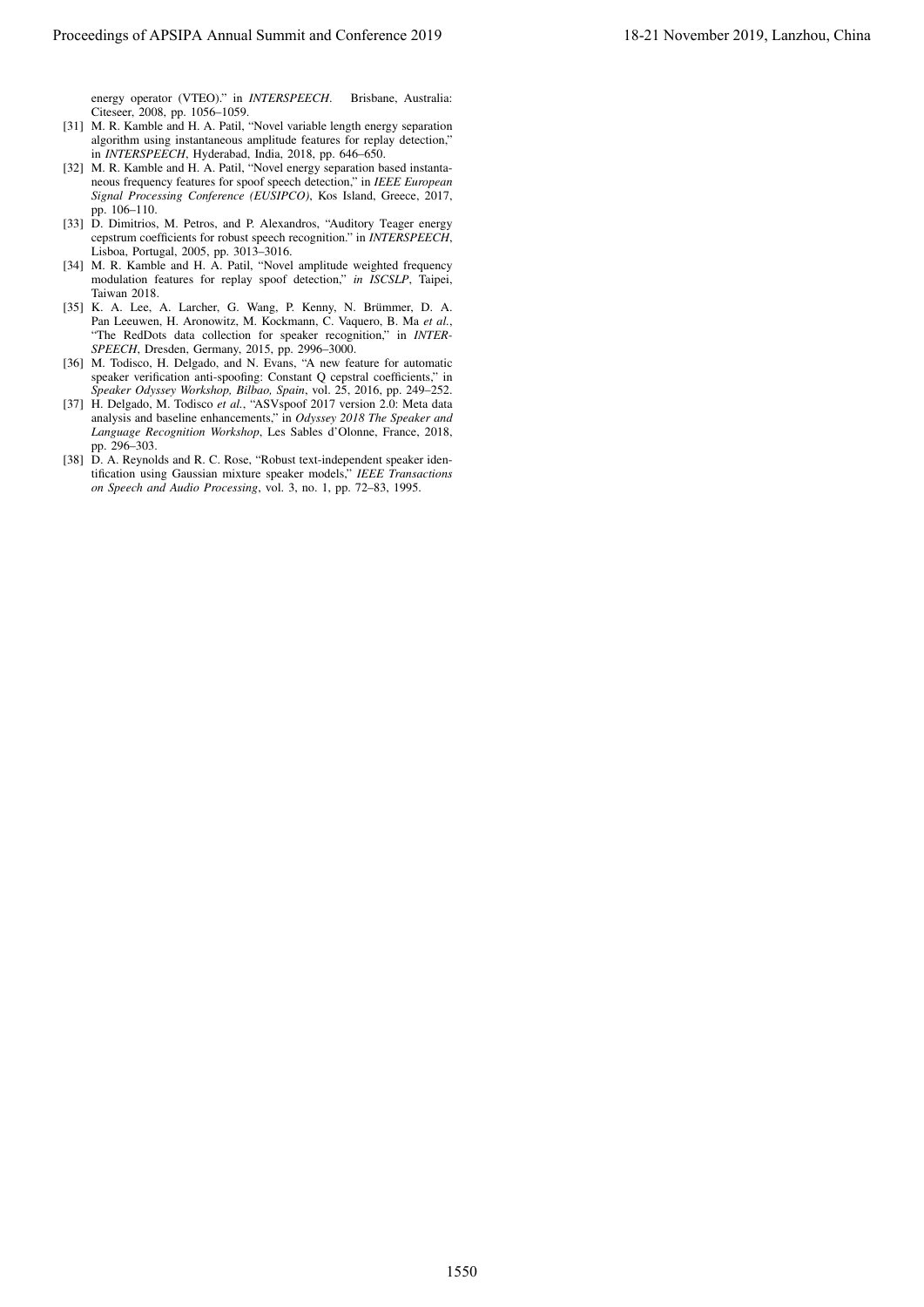energy operator (VTEO)." in *INTERSPEECH*. Brisbane, Australia: Citeseer, 2008, pp. 1056–1059.

[31] M. R. Kamble and H. A. Patil, "Novel variable length energy separation algorithm using instantaneous amplitude features for replay detection," in *INTERSPEECH*, Hyderabad, India, 2018, pp. 646–650.

[32] M. R. Kamble and H. A. Patil, "Novel energy separation based instantaneous frequency features for spoof speech detection," in *IEEE European Signal Processing Conference (EUSIPCO)*, Kos Island, Greece, 2017, pp. 106–110.

[33] D. Dimitrios, M. Petros, and P. Alexandros, "Auditory Teager energy cepstrum coefficients for robust speech recognition." in *INTERSPEECH*, Lisboa, Portugal, 2005, pp. 3013–3016.

[34] M. R. Kamble and H. A. Patil, "Novel amplitude weighted frequency modulation features for replay spoof detection," *in ISCSLP*, Taipei, Taiwan 2018.

[35] K. A. Lee, A. Larcher, G. Wang, P. Kenny, N. Brümmer, D. A. Pan Leeuwen, H. Aronowitz, M. Kockmann, C. Vaquero, B. Ma *et al.*, "The RedDots data collection for speaker recognition," in *INTERSPEECH*, Dresden, Germany, 2015, pp. 2996–3000.

[36] M. Todisco, H. Delgado, and N. Evans, "A new feature for automatic speaker verification anti-spoofing: Constant Q cepstral coefficients," in *Speaker Odyssey Workshop, Bilbao, Spain*, vol. 25, 2016, pp. 249–252.

[37] H. Delgado, M. Todisco *et al.*, "ASVspoof 2017 version 2.0: Meta data analysis and baseline enhancements," in *Odyssey 2018 The Speaker and Language Recognition Workshop*, Les Sables d'Olonne, France, 2018, pp. 296–303.

[38] D. A. Reynolds and R. C. Rose, "Robust text-independent speaker identification using Gaussian mixture speaker models," *IEEE Transactions on Speech and Audio Processing*, vol. 3, no. 1, pp. 72–83, 1995.